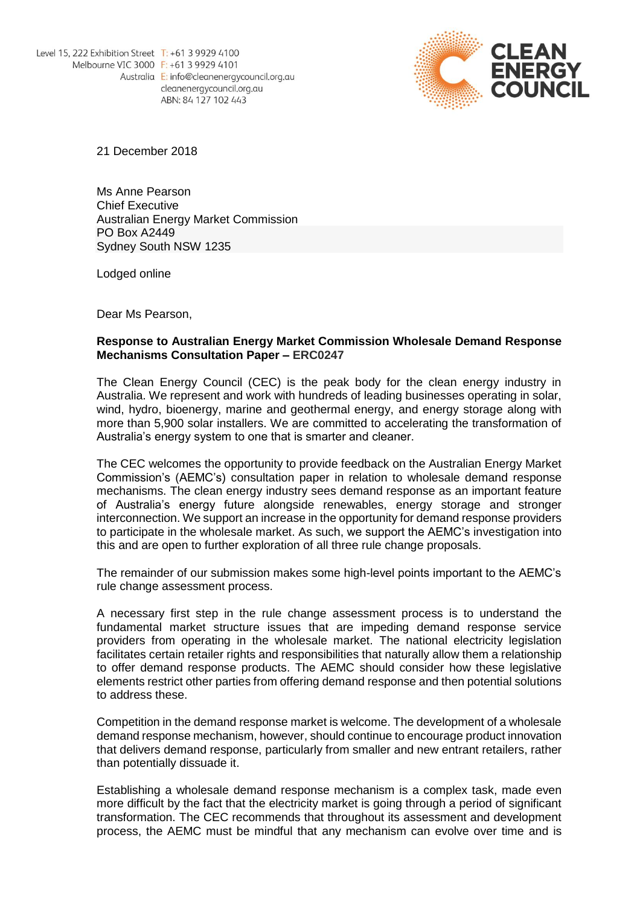Level 15, 222 Exhibition Street
Melbourne VIC 3000
Australia

T: +61 3 9929 4100
F: +61 3 9929 4101
E: info@cleanenergycouncil.org.au
cleanenergycouncil.org.au
ABN: 84 127 102 443

CLEAN ENERGY COUNCIL

21 December 2018

Ms Anne Pearson
Chief Executive
Australian Energy Market Commission
PO Box A2449
Sydney South NSW 1235

Lodged online

Dear Ms Pearson,

**Response to Australian Energy Market Commission Wholesale Demand Response Mechanisms Consultation Paper – ERC0247**

The Clean Energy Council (CEC) is the peak body for the clean energy industry in Australia. We represent and work with hundreds of leading businesses operating in solar, wind, hydro, bioenergy, marine and geothermal energy, and energy storage along with more than 5,900 solar installers. We are committed to accelerating the transformation of Australia's energy system to one that is smarter and cleaner.

The CEC welcomes the opportunity to provide feedback on the Australian Energy Market Commission's (AEMC's) consultation paper in relation to wholesale demand response mechanisms. The clean energy industry sees demand response as an important feature of Australia's energy future alongside renewables, energy storage and stronger interconnection. We support an increase in the opportunity for demand response providers to participate in the wholesale market. As such, we support the AEMC's investigation into this and are open to further exploration of all three rule change proposals.

The remainder of our submission makes some high-level points important to the AEMC's rule change assessment process.

A necessary first step in the rule change assessment process is to understand the fundamental market structure issues that are impeding demand response service providers from operating in the wholesale market. The national electricity legislation facilitates certain retailer rights and responsibilities that naturally allow them a relationship to offer demand response products. The AEMC should consider how these legislative elements restrict other parties from offering demand response and then potential solutions to address these.

Competition in the demand response market is welcome. The development of a wholesale demand response mechanism, however, should continue to encourage product innovation that delivers demand response, particularly from smaller and new entrant retailers, rather than potentially dissuade it.

Establishing a wholesale demand response mechanism is a complex task, made even more difficult by the fact that the electricity market is going through a period of significant transformation. The CEC recommends that throughout its assessment and development process, the AEMC must be mindful that any mechanism can evolve over time and is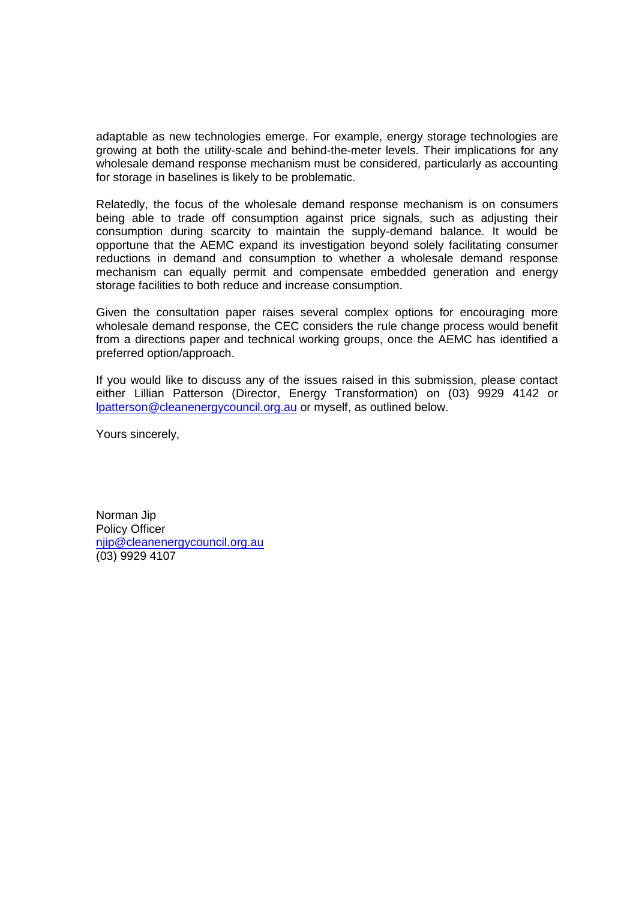adaptable as new technologies emerge. For example, energy storage technologies are growing at both the utility-scale and behind-the-meter levels. Their implications for any wholesale demand response mechanism must be considered, particularly as accounting for storage in baselines is likely to be problematic.

Relatedly, the focus of the wholesale demand response mechanism is on consumers being able to trade off consumption against price signals, such as adjusting their consumption during scarcity to maintain the supply-demand balance. It would be opportune that the AEMC expand its investigation beyond solely facilitating consumer reductions in demand and consumption to whether a wholesale demand response mechanism can equally permit and compensate embedded generation and energy storage facilities to both reduce and increase consumption.

Given the consultation paper raises several complex options for encouraging more wholesale demand response, the CEC considers the rule change process would benefit from a directions paper and technical working groups, once the AEMC has identified a preferred option/approach.

If you would like to discuss any of the issues raised in this submission, please contact either Lillian Patterson (Director, Energy Transformation) on (03) 9929 4142 or lpatterson@cleanenergycouncil.org.au or myself, as outlined below.

Yours sincerely,

Norman Jip  
Policy Officer  
njip@cleanenergycouncil.org.au  
(03) 9929 4107